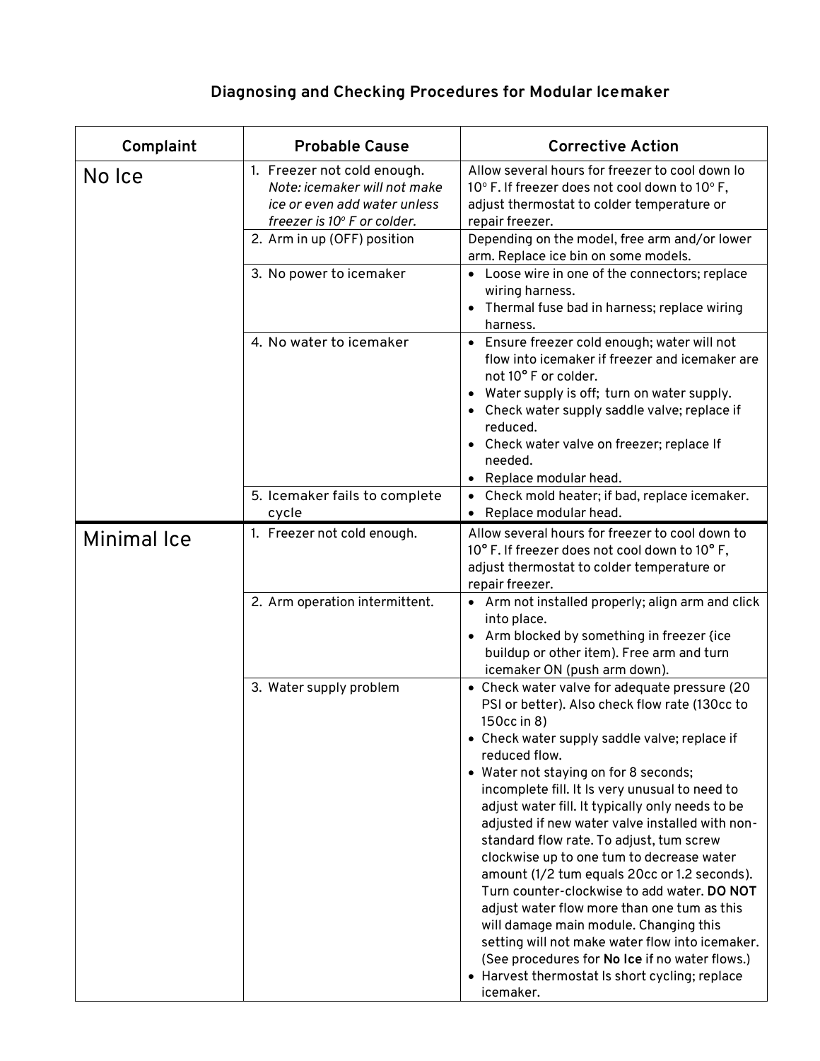## Diagnosing and Checking Procedures for Modular Icemaker

| Complaint | Probable Cause | Corrective Action |
| --- | --- | --- |
| No Ice | 1. Freezer not cold enough. *Note: icemaker will not make ice or even add water unless freezer is 10° F or colder.* | Allow several hours for freezer to cool down lo 10° F. If freezer does not cool down to 10° F, adjust thermostat to colder temperature or repair freezer. |
| | 2. Arm in up (OFF) position | Depending on the model, free arm and/or lower arm. Replace ice bin on some models. |
| | 3. No power to icemaker | • Loose wire in one of the connectors; replace wiring harness.<br>• Thermal fuse bad in harness; replace wiring harness. |
| | 4. No water to icemaker | • Ensure freezer cold enough; water will not flow into icemaker if freezer and icemaker are not 10° F or colder.<br>• Water supply is off; turn on water supply.<br>• Check water supply saddle valve; replace if reduced.<br>• Check water valve on freezer; replace If needed.<br>• Replace modular head. |
| | 5. Icemaker fails to complete cycle | • Check mold heater; if bad, replace icemaker.<br>• Replace modular head. |
| Minimal Ice | 1. Freezer not cold enough. | Allow several hours for freezer to cool down to 10° F. If freezer does not cool down to 10° F, adjust thermostat to colder temperature or repair freezer. |
| | 2. Arm operation intermittent. | • Arm not installed properly; align arm and click into place.<br>• Arm blocked by something in freezer {ice buildup or other item). Free arm and turn icemaker ON (push arm down). |
| | 3. Water supply problem | • Check water valve for adequate pressure (20 PSI or better). Also check flow rate (130cc to 150cc in 8)<br>• Check water supply saddle valve; replace if reduced flow.<br>• Water not staying on for 8 seconds; incomplete fill. It Is very unusual to need to adjust water fill. It typically only needs to be adjusted if new water valve installed with non-standard flow rate. To adjust, tum screw clockwise up to one tum to decrease water amount (1/2 tum equals 20cc or 1.2 seconds). Turn counter-clockwise to add water. **DO NOT** adjust water flow more than one tum as this will damage main module. Changing this setting will not make water flow into icemaker. (See procedures for **No Ice** if no water flows.)<br>• Harvest thermostat Is short cycling; replace icemaker. |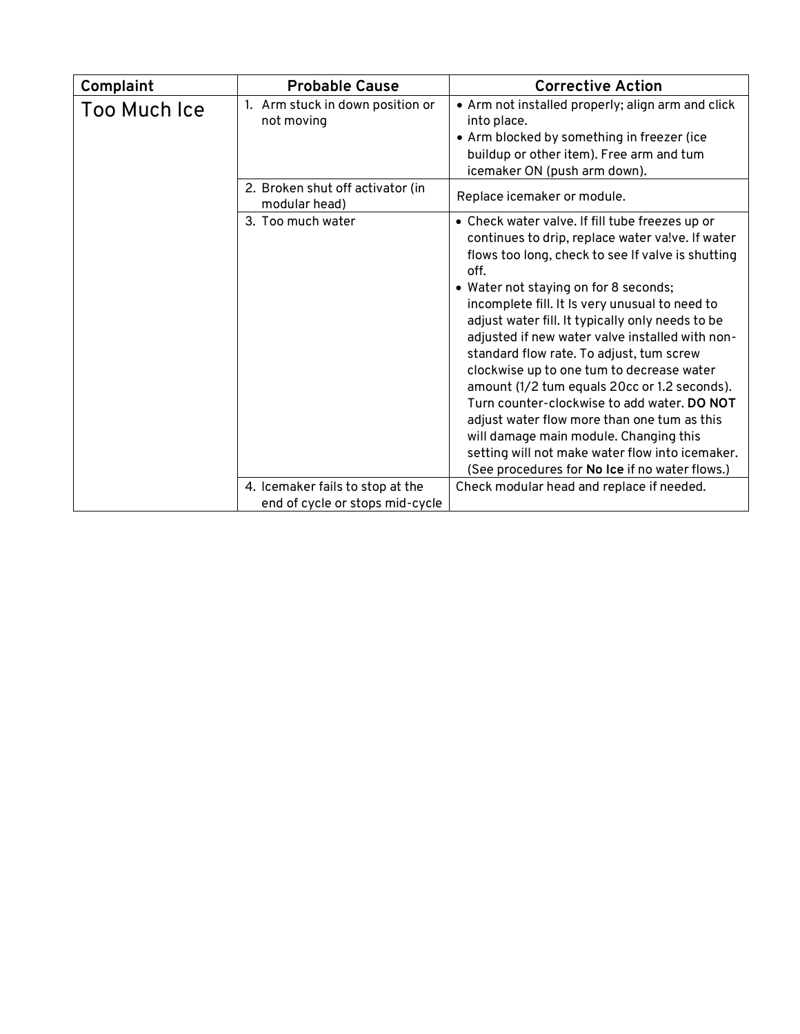| Complaint | Probable Cause | Corrective Action |
|---|---|---|
| Too Much Ice | 1. Arm stuck in down position or not moving | • Arm not installed properly; align arm and click into place.<br>• Arm blocked by something in freezer (ice buildup or other item). Free arm and tum icemaker ON (push arm down). |
| | 2. Broken shut off activator (in modular head) | Replace icemaker or module. |
| | 3. Too much water | • Check water valve. If fill tube freezes up or continues to drip, replace water va!ve. If water flows too long, check to see If valve is shutting off.<br>• Water not staying on for 8 seconds; incomplete fill. It Is very unusual to need to adjust water fill. It typically only needs to be adjusted if new water valve installed with non-standard flow rate. To adjust, tum screw clockwise up to one tum to decrease water amount (1/2 tum equals 20cc or 1.2 seconds). Turn counter-clockwise to add water. **DO NOT** adjust water flow more than one tum as this will damage main module. Changing this setting will not make water flow into icemaker. (See procedures for **No Ice** if no water flows.) |
| | 4. Icemaker fails to stop at the end of cycle or stops mid-cycle | Check modular head and replace if needed. |